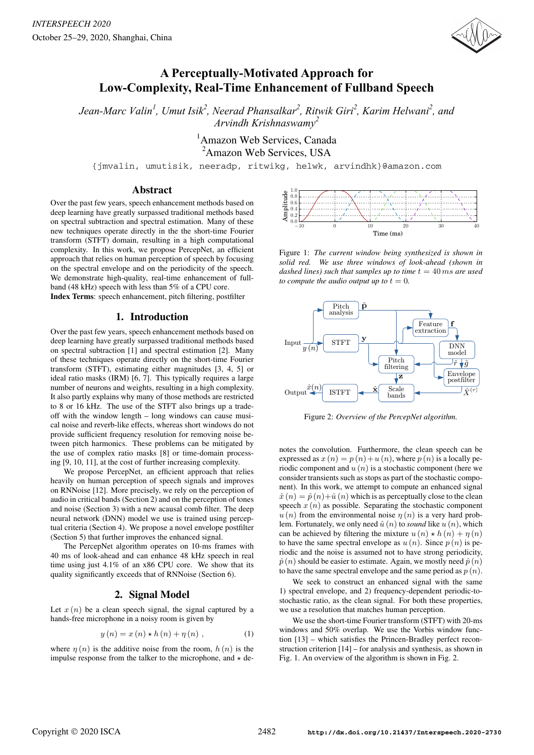# A Perceptually-Motivated Approach for Low-Complexity, Real-Time Enhancement of Fullband Speech

*Jean-Marc Valin[1], Umut Isik[2], Neerad Phansalkar[2], Ritwik Giri[2], Karim Helwani[2], and Arvindh Krishnaswamy[2]*

[1]Amazon Web Services, Canada
[2]Amazon Web Services, USA

{jmvalin, umutisik, neeradp, ritwikg, helwk, arvindhk}@amazon.com

## Abstract

Over the past few years, speech enhancement methods based on deep learning have greatly surpassed traditional methods based on spectral subtraction and spectral estimation. Many of these new techniques operate directly in the the short-time Fourier transform (STFT) domain, resulting in a high computational complexity. In this work, we propose PercepNet, an efficient approach that relies on human perception of speech by focusing on the spectral envelope and on the periodicity of the speech. We demonstrate high-quality, real-time enhancement of fullband (48 kHz) speech with less than 5% of a CPU core.

**Index Terms**: speech enhancement, pitch filtering, postfilter

## 1. Introduction

Over the past few years, speech enhancement methods based on deep learning have greatly surpassed traditional methods based on spectral subtraction [1] and spectral estimation [2]. Many of these techniques operate directly on the short-time Fourier transform (STFT), estimating either magnitudes [3, 4, 5] or ideal ratio masks (IRM) [6, 7]. This typically requires a large number of neurons and weights, resulting in a high complexity. It also partly explains why many of those methods are restricted to 8 or 16 kHz. The use of the STFT also brings up a tradeoff with the window length – long windows can cause musical noise and reverb-like effects, whereas short windows do not provide sufficient frequency resolution for removing noise between pitch harmonics. These problems can be mitigated by the use of complex ratio masks [8] or time-domain processing [9, 10, 11], at the cost of further increasing complexity.

We propose PercepNet, an efficient approach that relies heavily on human perception of speech signals and improves on RNNoise [12]. More precisely, we rely on the perception of audio in critical bands (Section 2) and on the perception of tones and noise (Section 3) with a new acausal comb filter. The deep neural network (DNN) model we use is trained using perceptual criteria (Section 4). We propose a novel envelope postfilter (Section 5) that further improves the enhanced signal.

The PercepNet algorithm operates on 10-ms frames with 40 ms of look-ahead and can enhance 48 kHz speech in real time using just 4.1% of an x86 CPU core. We show that its quality significantly exceeds that of RNNoise (Section 6).

## 2. Signal Model

Let $x(n)$ be a clean speech signal, the signal captured by a hands-free microphone in a noisy room is given by

$$y(n) = x(n) \star h(n) + \eta(n) \ , \tag{1}$$

where $\eta(n)$ is the additive noise from the room, $h(n)$ is the impulse response from the talker to the microphone, and $\star$ denotes the convolution. Furthermore, the clean speech can be expressed as $x(n) = p(n) + u(n)$, where $p(n)$ is a locally periodic component and $u(n)$ is a stochastic component (here we consider transients such as stops as part of the stochastic component). In this work, we attempt to compute an enhanced signal $\hat{x}(n) = \hat{p}(n) + \hat{u}(n)$ which is as perceptually close to the clean speech $x(n)$ as possible. Separating the stochastic component $u(n)$ from the environmental noise $\eta(n)$ is a very hard problem. Fortunately, we only need $\hat{u}(n)$ to *sound* like $u(n)$, which can be achieved by filtering the mixture $u(n) \star h(n) + \eta(n)$ to have the same spectral envelope as $u(n)$. Since $p(n)$ is periodic and the noise is assumed not to have strong periodicity, $\hat{p}(n)$ should be easier to estimate. Again, we mostly need $\hat{p}(n)$ to have the same spectral envelope and the same period as $p(n)$.

We seek to construct an enhanced signal with the same 1) spectral envelope, and 2) frequency-dependent periodic-to-stochastic ratio, as the clean signal. For both these properties, we use a resolution that matches human perception.

We use the short-time Fourier transform (STFT) with 20-ms windows and 50% overlap. We use the Vorbis window function [13] – which satisfies the Princen-Bradley perfect reconstruction criterion [14] – for analysis and synthesis, as shown in Fig. 1. An overview of the algorithm is shown in Fig. 2.

Figure 1: *The current window being synthesized is shown in solid red. We use three windows of look-ahead (shown in dashed lines) such that samples up to time $t = 40\,ms$ are used to compute the audio output up to $t = 0$.*

Figure 2: *Overview of the PercepNet algorithm.*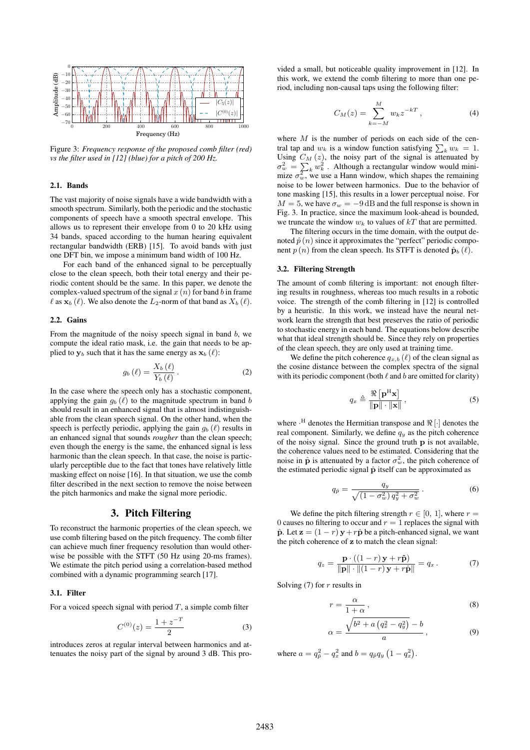Figure 3: *Frequency response of the proposed comb filter (red) vs the filter used in [12] (blue) for a pitch of 200 Hz.*

### 2.1. Bands

The vast majority of noise signals have a wide bandwidth with a smooth spectrum. Similarly, both the periodic and the stochastic components of speech have a smooth spectral envelope. This allows us to represent their envelope from 0 to 20 kHz using 34 bands, spaced according to the human hearing equivalent rectangular bandwidth (ERB) [15]. To avoid bands with just one DFT bin, we impose a minimum band width of 100 Hz.

For each band of the enhanced signal to be perceptually close to the clean speech, both their total energy and their periodic content should be the same. In this paper, we denote the complex-valued spectrum of the signal $x(n)$ for band $b$ in frame $\ell$ as $\mathbf{x}_b(\ell)$. We also denote the $L_2$-norm of that band as $X_b(\ell)$.

### 2.2. Gains

From the magnitude of the noisy speech signal in band $b$, we compute the ideal ratio mask, i.e. the gain that needs to be applied to $\mathbf{y}_b$ such that it has the same energy as $\mathbf{x}_b(\ell)$:

$$g_b(\ell) = \frac{X_b(\ell)}{Y_b(\ell)}\,. \tag{2}$$

In the case where the speech only has a stochastic component, applying the gain $g_b(\ell)$ to the magnitude spectrum in band $b$ should result in an enhanced signal that is almost indistinguishable from the clean speech signal. On the other hand, when the speech is perfectly periodic, applying the gain $g_b(\ell)$ results in an enhanced signal that sounds *rougher* than the clean speech; even though the energy is the same, the enhanced signal is less harmonic than the clean speech. In that case, the noise is particularly perceptible due to the fact that tones have relatively little masking effect on noise [16]. In that situation, we use the comb filter described in the next section to remove the noise between the pitch harmonics and make the signal more periodic.

## 3. Pitch Filtering

To reconstruct the harmonic properties of the clean speech, we use comb filtering based on the pitch frequency. The comb filter can achieve much finer frequency resolution than would otherwise be possible with the STFT (50 Hz using 20-ms frames). We estimate the pitch period using a correlation-based method combined with a dynamic programming search [17].

### 3.1. Filter

For a voiced speech signal with period $T$, a simple comb filter

$$C^{(0)}(z) = \frac{1+z^{-T}}{2} \tag{3}$$

introduces zeros at regular interval between harmonics and attenuates the noisy part of the signal by around 3 dB. This provided a small, but noticeable quality improvement in [12]. In this work, we extend the comb filtering to more than one period, including non-causal taps using the following filter:

$$C_M(z) = \sum_{k=-M}^{M} w_k z^{-kT}\,, \tag{4}$$

where $M$ is the number of periods on each side of the central tap and $w_k$ is a window function satisfying $\sum_k w_k = 1$. Using $C_M(z)$, the noisy part of the signal is attenuated by $\sigma_w^2 = \sum_k w_k^2$. Although a rectangular window would minimize $\sigma_w^2$, we use a Hann window, which shapes the remaining noise to be lower between harmonics. Due to the behavior of tone masking [15], this results in a lower perceptual noise. For $M = 5$, we have $\sigma_w = -9$ dB and the full response is shown in Fig. 3. In practice, since the maximum look-ahead is bounded, we truncate the window $w_k$ to values of $kT$ that are permitted.

The filtering occurs in the time domain, with the output denoted $\hat{p}(n)$ since it approximates the "perfect" periodic component $p(n)$ from the clean speech. Its STFT is denoted $\hat{\mathbf{p}}_b(\ell)$.

### 3.2. Filtering Strength

The amount of comb filtering is important: not enough filtering results in roughness, whereas too much results in a robotic voice. The strength of the comb filtering in [12] is controlled by a heuristic. In this work, we instead have the neural network learn the strength that best preserves the ratio of periodic to stochastic energy in each band. The equations below describe what that ideal strength should be. Since they rely on properties of the clean speech, they are only used at training time.

We define the pitch coherence $q_{x,b}(\ell)$ of the clean signal as the cosine distance between the complex spectra of the signal with its periodic component (both $\ell$ and $b$ are omitted for clarity)

$$q_x \triangleq \frac{\Re\left[\mathbf{p}^{\mathrm{H}}\mathbf{x}\right]}{\|\mathbf{p}\|\cdot\|\mathbf{x}\|}\,, \tag{5}$$

where $\cdot^{\mathrm{H}}$ denotes the Hermitian transpose and $\Re[\cdot]$ denotes the real component. Similarly, we define $q_y$ as the pitch coherence of the noisy signal. Since the ground truth $\mathbf{p}$ is not available, the coherence values need to be estimated. Considering that the noise in $\hat{\mathbf{p}}$ is attenuated by a factor $\sigma_w^2$, the pitch coherence of the estimated periodic signal $\hat{\mathbf{p}}$ itself can be approximated as

$$q_{\hat{p}} = \frac{q_y}{\sqrt{\left(1-\sigma_w^2\right)q_y^2+\sigma_w^2}}\,. \tag{6}$$

We define the pitch filtering strength $r \in [0, 1]$, where $r = 0$ causes no filtering to occur and $r = 1$ replaces the signal with $\hat{\mathbf{p}}$. Let $\mathbf{z} = (1-r)\,\mathbf{y} + r\hat{\mathbf{p}}$ be a pitch-enhanced signal, we want the pitch coherence of $\mathbf{z}$ to match the clean signal:

$$q_z = \frac{\mathbf{p}\cdot\left((1-r)\,\mathbf{y}+r\hat{\mathbf{p}}\right)}{\|\mathbf{p}\|\cdot\|(1-r)\,\mathbf{y}+r\hat{\mathbf{p}}\|} = q_x\,. \tag{7}$$

Solving (7) for $r$ results in

$$r = \frac{\alpha}{1+\alpha}\,, \tag{8}$$

$$\alpha = \frac{\sqrt{b^2 + a\left(q_x^2 - q_y^2\right)} - b}{a}\,, \tag{9}$$

where $a = q_{\hat{p}}^2 - q_x^2$ and $b = q_{\hat{p}}q_y\left(1-q_x^2\right)$.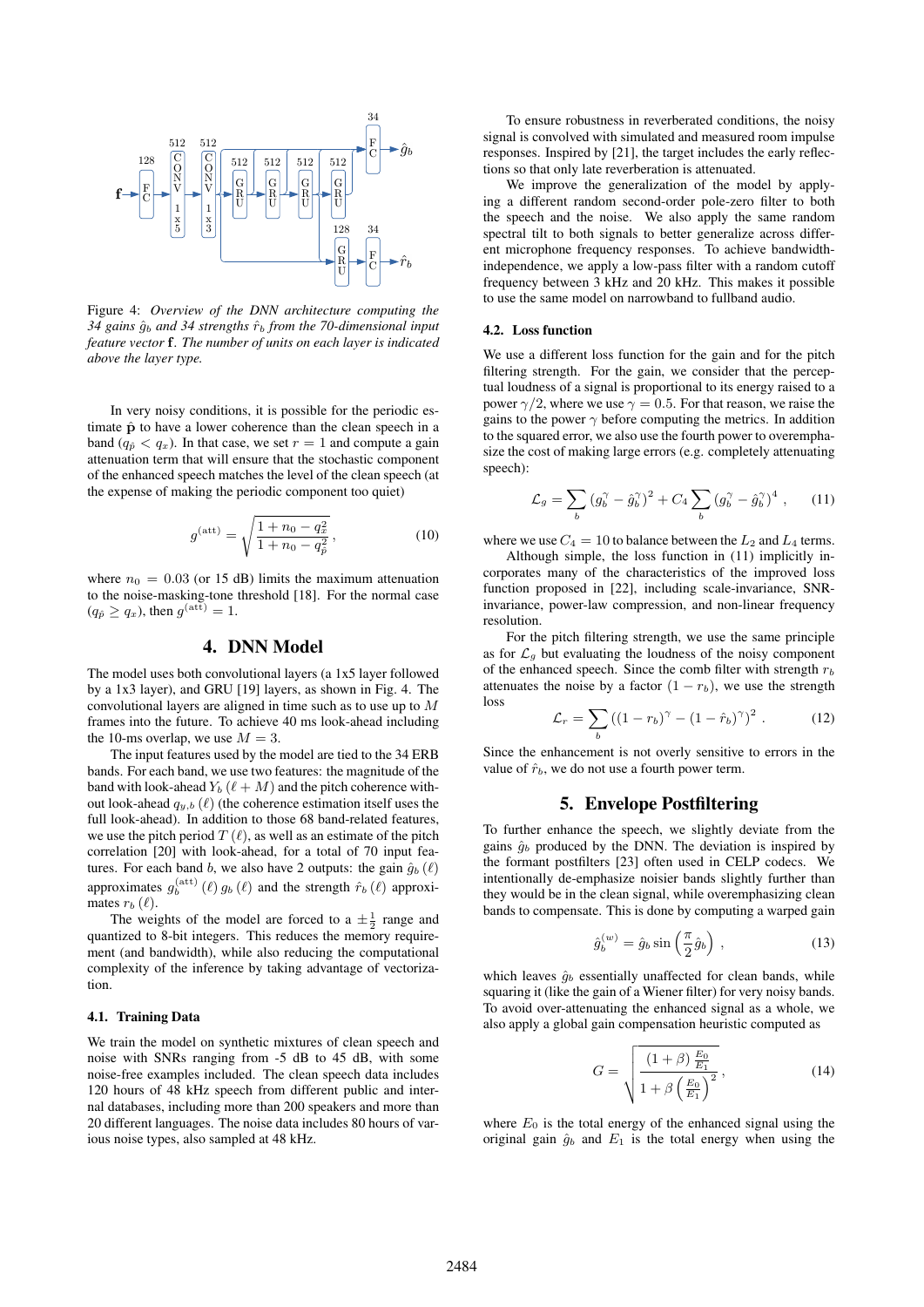Figure 4: *Overview of the DNN architecture computing the 34 gains $\hat{g}_b$ and 34 strengths $\hat{r}_b$ from the 70-dimensional input feature vector $\mathbf{f}$. The number of units on each layer is indicated above the layer type.*

In very noisy conditions, it is possible for the periodic estimate $\hat{\mathbf{p}}$ to have a lower coherence than the clean speech in a band ($q_{\hat{p}} < q_x$). In that case, we set $r = 1$ and compute a gain attenuation term that will ensure that the stochastic component of the enhanced speech matches the level of the clean speech (at the expense of making the periodic component too quiet)

$$g^{(\mathrm{att})} = \sqrt{\frac{1 + n_0 - q_x^2}{1 + n_0 - q_{\hat{p}}^2}} \,, \tag{10}$$

where $n_0 = 0.03$ (or 15 dB) limits the maximum attenuation to the noise-masking-tone threshold [18]. For the normal case ($q_{\hat{p}} \geq q_x$), then $g^{(\mathrm{att})} = 1$.

## 4. DNN Model

The model uses both convolutional layers (a 1x5 layer followed by a 1x3 layer), and GRU [19] layers, as shown in Fig. 4. The convolutional layers are aligned in time such as to use up to $M$ frames into the future. To achieve 40 ms look-ahead including the 10-ms overlap, we use $M = 3$.

The input features used by the model are tied to the 34 ERB bands. For each band, we use two features: the magnitude of the band with look-ahead $Y_b(\ell + M)$ and the pitch coherence without look-ahead $q_{y,b}(\ell)$ (the coherence estimation itself uses the full look-ahead). In addition to those 68 band-related features, we use the pitch period $T(\ell)$, as well as an estimate of the pitch correlation [20] with look-ahead, for a total of 70 input features. For each band $b$, we also have 2 outputs: the gain $\hat{g}_b(\ell)$ approximates $g_b^{(\mathrm{att})}(\ell)\, g_b(\ell)$ and the strength $\hat{r}_b(\ell)$ approximates $r_b(\ell)$.

The weights of the model are forced to a $\pm\frac{1}{2}$ range and quantized to 8-bit integers. This reduces the memory requirement (and bandwidth), while also reducing the computational complexity of the inference by taking advantage of vectorization.

### 4.1. Training Data

We train the model on synthetic mixtures of clean speech and noise with SNRs ranging from -5 dB to 45 dB, with some noise-free examples included. The clean speech data includes 120 hours of 48 kHz speech from different public and internal databases, including more than 200 speakers and more than 20 different languages. The noise data includes 80 hours of various noise types, also sampled at 48 kHz.

To ensure robustness in reverberated conditions, the noisy signal is convolved with simulated and measured room impulse responses. Inspired by [21], the target includes the early reflections so that only late reverberation is attenuated.

We improve the generalization of the model by applying a different random second-order pole-zero filter to both the speech and the noise. We also apply the same random spectral tilt to both signals to better generalize across different microphone frequency responses. To achieve bandwidth-independence, we apply a low-pass filter with a random cutoff frequency between 3 kHz and 20 kHz. This makes it possible to use the same model on narrowband to fullband audio.

### 4.2. Loss function

We use a different loss function for the gain and for the pitch filtering strength. For the gain, we consider that the perceptual loudness of a signal is proportional to its energy raised to a power $\gamma/2$, where we use $\gamma = 0.5$. For that reason, we raise the gains to the power $\gamma$ before computing the metrics. In addition to the squared error, we also use the fourth power to overemphasize the cost of making large errors (e.g. completely attenuating speech):

$$\mathcal{L}_g = \sum_b \left(g_b^\gamma - \hat{g}_b^\gamma\right)^2 + C_4 \sum_b \left(g_b^\gamma - \hat{g}_b^\gamma\right)^4 \,, \tag{11}$$

where we use $C_4 = 10$ to balance between the $L_2$ and $L_4$ terms.

Although simple, the loss function in (11) implicitly incorporates many of the characteristics of the improved loss function proposed in [22], including scale-invariance, SNR-invariance, power-law compression, and non-linear frequency resolution.

For the pitch filtering strength, we use the same principle as for $\mathcal{L}_g$ but evaluating the loudness of the noisy component of the enhanced speech. Since the comb filter with strength $r_b$ attenuates the noise by a factor $(1 - r_b)$, we use the strength loss

$$\mathcal{L}_r = \sum_b \left((1 - r_b)^\gamma - (1 - \hat{r}_b)^\gamma\right)^2 \,. \tag{12}$$

Since the enhancement is not overly sensitive to errors in the value of $\hat{r}_b$, we do not use a fourth power term.

## 5. Envelope Postfiltering

To further enhance the speech, we slightly deviate from the gains $\hat{g}_b$ produced by the DNN. The deviation is inspired by the formant postfilters [23] often used in CELP codecs. We intentionally de-emphasize noisier bands slightly further than they would be in the clean signal, while overemphasizing clean bands to compensate. This is done by computing a warped gain

$$\hat{g}_b^{(w)} = \hat{g}_b \sin\left(\frac{\pi}{2}\hat{g}_b\right) \,, \tag{13}$$

which leaves $\hat{g}_b$ essentially unaffected for clean bands, while squaring it (like the gain of a Wiener filter) for very noisy bands. To avoid over-attenuating the enhanced signal as a whole, we also apply a global gain compensation heuristic computed as

$$G = \sqrt{\frac{(1 + \beta)\,\frac{E_0}{E_1}}{1 + \beta\left(\frac{E_0}{E_1}\right)^2}} \,, \tag{14}$$

where $E_0$ is the total energy of the enhanced signal using the original gain $\hat{g}_b$ and $E_1$ is the total energy when using the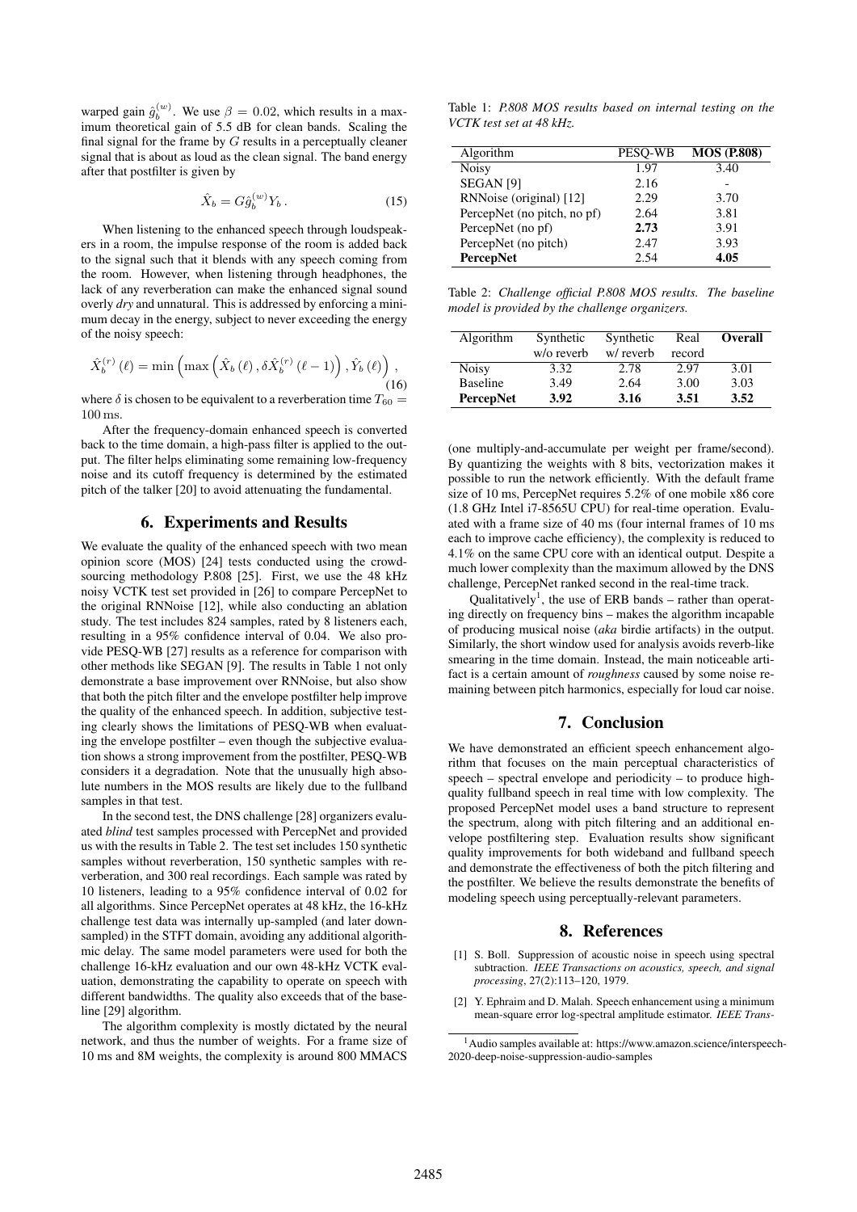warped gain $\hat{g}_b^{(w)}$. We use $\beta = 0.02$, which results in a maximum theoretical gain of 5.5 dB for clean bands. Scaling the final signal for the frame by $G$ results in a perceptually cleaner signal that is about as loud as the clean signal. The band energy after that postfilter is given by

$$\hat{X}_b = G\hat{g}_b^{(w)} Y_b \,. \tag{15}$$

When listening to the enhanced speech through loudspeakers in a room, the impulse response of the room is added back to the signal such that it blends with any speech coming from the room. However, when listening through headphones, the lack of any reverberation can make the enhanced signal sound overly *dry* and unnatural. This is addressed by enforcing a minimum decay in the energy, subject to never exceeding the energy of the noisy speech:

$$\hat{X}_b^{(r)}(\ell) = \min\left(\max\left(\hat{X}_b(\ell), \delta\hat{X}_b^{(r)}(\ell-1)\right), \hat{Y}_b(\ell)\right), \tag{16}$$

where $\delta$ is chosen to be equivalent to a reverberation time $T_{60} = 100\,\mathrm{ms}$.

After the frequency-domain enhanced speech is converted back to the time domain, a high-pass filter is applied to the output. The filter helps eliminating some remaining low-frequency noise and its cutoff frequency is determined by the estimated pitch of the talker [20] to avoid attenuating the fundamental.

## 6. Experiments and Results

We evaluate the quality of the enhanced speech with two mean opinion score (MOS) [24] tests conducted using the crowdsourcing methodology P.808 [25]. First, we use the 48 kHz noisy VCTK test set provided in [26] to compare PercepNet to the original RNNoise [12], while also conducting an ablation study. The test includes 824 samples, rated by 8 listeners each, resulting in a 95% confidence interval of 0.04. We also provide PESQ-WB [27] results as a reference for comparison with other methods like SEGAN [9]. The results in Table 1 not only demonstrate a base improvement over RNNoise, but also show that both the pitch filter and the envelope postfilter help improve the quality of the enhanced speech. In addition, subjective testing clearly shows the limitations of PESQ-WB when evaluating the envelope postfilter – even though the subjective evaluation shows a strong improvement from the postfilter, PESQ-WB considers it a degradation. Note that the unusually high absolute numbers in the MOS results are likely due to the fullband samples in that test.

In the second test, the DNS challenge [28] organizers evaluated *blind* test samples processed with PercepNet and provided us with the results in Table 2. The test set includes 150 synthetic samples without reverberation, 150 synthetic samples with reverberation, and 300 real recordings. Each sample was rated by 10 listeners, leading to a 95% confidence interval of 0.02 for all algorithms. Since PercepNet operates at 48 kHz, the 16-kHz challenge test data was internally up-sampled (and later downsampled) in the STFT domain, avoiding any additional algorithmic delay. The same model parameters were used for both the challenge 16-kHz evaluation and our own 48-kHz VCTK evaluation, demonstrating the capability to operate on speech with different bandwidths. The quality also exceeds that of the baseline [29] algorithm.

The algorithm complexity is mostly dictated by the neural network, and thus the number of weights. For a frame size of 10 ms and 8M weights, the complexity is around 800 MMACS (one multiply-and-accumulate per weight per frame/second). By quantizing the weights with 8 bits, vectorization makes it possible to run the network efficiently. With the default frame size of 10 ms, PercepNet requires 5.2% of one mobile x86 core (1.8 GHz Intel i7-8565U CPU) for real-time operation. Evaluated with a frame size of 40 ms (four internal frames of 10 ms each to improve cache efficiency), the complexity is reduced to 4.1% on the same CPU core with an identical output. Despite a much lower complexity than the maximum allowed by the DNS challenge, PercepNet ranked second in the real-time track.

Table 1: *P.808 MOS results based on internal testing on the VCTK test set at 48 kHz.*

| Algorithm | PESQ-WB | **MOS (P.808)** |
|---|---|---|
| Noisy | 1.97 | 3.40 |
| SEGAN [9] | 2.16 | - |
| RNNoise (original) [12] | 2.29 | 3.70 |
| PercepNet (no pitch, no pf) | 2.64 | 3.81 |
| PercepNet (no pf) | **2.73** | 3.91 |
| PercepNet (no pitch) | 2.47 | 3.93 |
| **PercepNet** | 2.54 | **4.05** |

Table 2: *Challenge official P.808 MOS results. The baseline model is provided by the challenge organizers.*

| Algorithm | Synthetic w/o reverb | Synthetic w/ reverb | Real record | **Overall** |
|---|---|---|---|---|
| Noisy | 3.32 | 2.78 | 2.97 | 3.01 |
| Baseline | 3.49 | 2.64 | 3.00 | 3.03 |
| **PercepNet** | **3.92** | **3.16** | **3.51** | **3.52** |

Qualitatively[1], the use of ERB bands – rather than operating directly on frequency bins – makes the algorithm incapable of producing musical noise (*aka* birdie artifacts) in the output. Similarly, the short window used for analysis avoids reverb-like smearing in the time domain. Instead, the main noticeable artifact is a certain amount of *roughness* caused by some noise remaining between pitch harmonics, especially for loud car noise.

## 7. Conclusion

We have demonstrated an efficient speech enhancement algorithm that focuses on the main perceptual characteristics of speech – spectral envelope and periodicity – to produce high-quality fullband speech in real time with low complexity. The proposed PercepNet model uses a band structure to represent the spectrum, along with pitch filtering and an additional envelope postfiltering step. Evaluation results show significant quality improvements for both wideband and fullband speech and demonstrate the effectiveness of both the pitch filtering and the postfilter. We believe the results demonstrate the benefits of modeling speech using perceptually-relevant parameters.

## 8. References

[1] S. Boll. Suppression of acoustic noise in speech using spectral subtraction. *IEEE Transactions on acoustics, speech, and signal processing*, 27(2):113–120, 1979.

[2] Y. Ephraim and D. Malah. Speech enhancement using a minimum mean-square error log-spectral amplitude estimator. *IEEE Trans-*

[1] Audio samples available at: https://www.amazon.science/interspeech-2020-deep-noise-suppression-audio-samples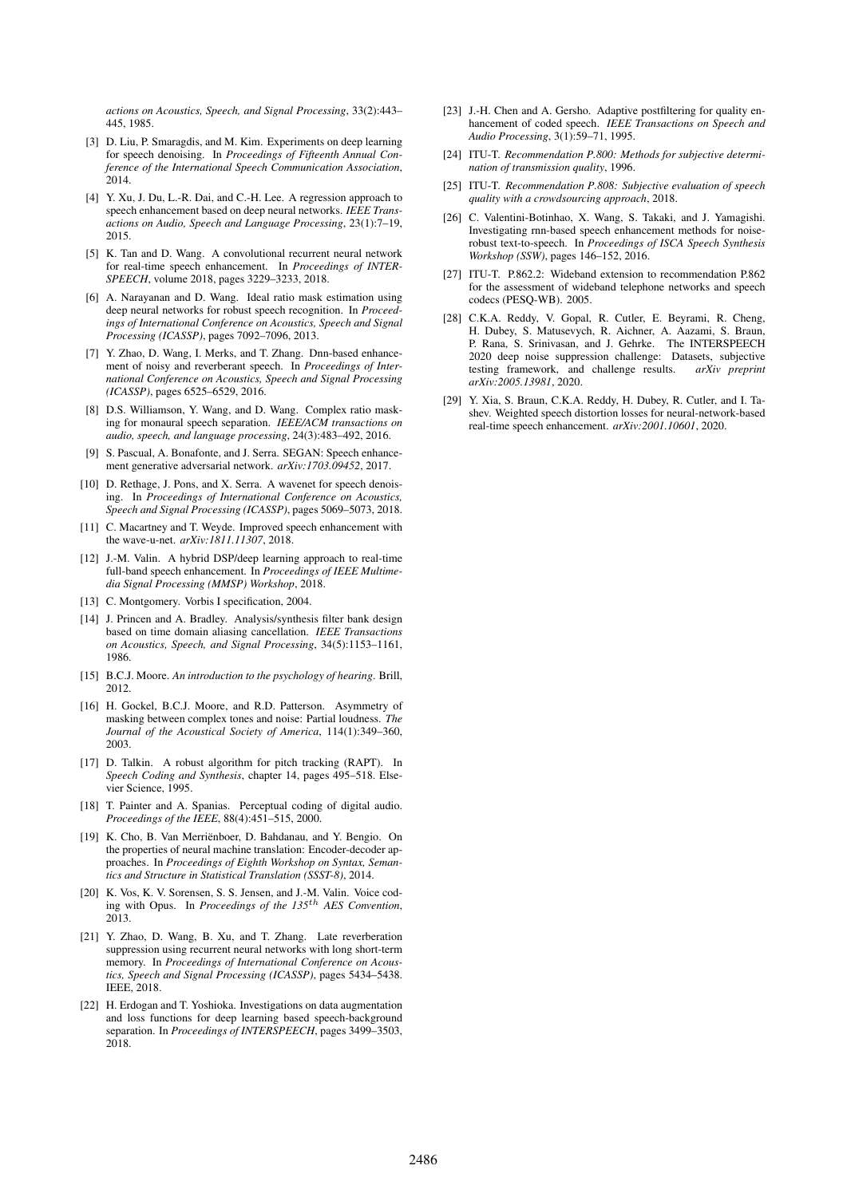*actions on Acoustics, Speech, and Signal Processing*, 33(2):443–445, 1985.

[3] D. Liu, P. Smaragdis, and M. Kim. Experiments on deep learning for speech denoising. In *Proceedings of Fifteenth Annual Conference of the International Speech Communication Association*, 2014.

[4] Y. Xu, J. Du, L.-R. Dai, and C.-H. Lee. A regression approach to speech enhancement based on deep neural networks. *IEEE Transactions on Audio, Speech and Language Processing*, 23(1):7–19, 2015.

[5] K. Tan and D. Wang. A convolutional recurrent neural network for real-time speech enhancement. In *Proceedings of INTERSPEECH*, volume 2018, pages 3229–3233, 2018.

[6] A. Narayanan and D. Wang. Ideal ratio mask estimation using deep neural networks for robust speech recognition. In *Proceedings of International Conference on Acoustics, Speech and Signal Processing (ICASSP)*, pages 7092–7096, 2013.

[7] Y. Zhao, D. Wang, I. Merks, and T. Zhang. Dnn-based enhancement of noisy and reverberant speech. In *Proceedings of International Conference on Acoustics, Speech and Signal Processing (ICASSP)*, pages 6525–6529, 2016.

[8] D.S. Williamson, Y. Wang, and D. Wang. Complex ratio masking for monaural speech separation. *IEEE/ACM transactions on audio, speech, and language processing*, 24(3):483–492, 2016.

[9] S. Pascual, A. Bonafonte, and J. Serra. SEGAN: Speech enhancement generative adversarial network. *arXiv:1703.09452*, 2017.

[10] D. Rethage, J. Pons, and X. Serra. A wavenet for speech denoising. In *Proceedings of International Conference on Acoustics, Speech and Signal Processing (ICASSP)*, pages 5069–5073, 2018.

[11] C. Macartney and T. Weyde. Improved speech enhancement with the wave-u-net. *arXiv:1811.11307*, 2018.

[12] J.-M. Valin. A hybrid DSP/deep learning approach to real-time full-band speech enhancement. In *Proceedings of IEEE Multimedia Signal Processing (MMSP) Workshop*, 2018.

[13] C. Montgomery. Vorbis I specification, 2004.

[14] J. Princen and A. Bradley. Analysis/synthesis filter bank design based on time domain aliasing cancellation. *IEEE Transactions on Acoustics, Speech, and Signal Processing*, 34(5):1153–1161, 1986.

[15] B.C.J. Moore. *An introduction to the psychology of hearing*. Brill, 2012.

[16] H. Gockel, B.C.J. Moore, and R.D. Patterson. Asymmetry of masking between complex tones and noise: Partial loudness. *The Journal of the Acoustical Society of America*, 114(1):349–360, 2003.

[17] D. Talkin. A robust algorithm for pitch tracking (RAPT). In *Speech Coding and Synthesis*, chapter 14, pages 495–518. Elsevier Science, 1995.

[18] T. Painter and A. Spanias. Perceptual coding of digital audio. *Proceedings of the IEEE*, 88(4):451–515, 2000.

[19] K. Cho, B. Van Merriënboer, D. Bahdanau, and Y. Bengio. On the properties of neural machine translation: Encoder-decoder approaches. In *Proceedings of Eighth Workshop on Syntax, Semantics and Structure in Statistical Translation (SSST-8)*, 2014.

[20] K. Vos, K. V. Sorensen, S. S. Jensen, and J.-M. Valin. Voice coding with Opus. In *Proceedings of the 135$^{th}$ AES Convention*, 2013.

[21] Y. Zhao, D. Wang, B. Xu, and T. Zhang. Late reverberation suppression using recurrent neural networks with long short-term memory. In *Proceedings of International Conference on Acoustics, Speech and Signal Processing (ICASSP)*, pages 5434–5438. IEEE, 2018.

[22] H. Erdogan and T. Yoshioka. Investigations on data augmentation and loss functions for deep learning based speech-background separation. In *Proceedings of INTERSPEECH*, pages 3499–3503, 2018.

[23] J.-H. Chen and A. Gersho. Adaptive postfiltering for quality enhancement of coded speech. *IEEE Transactions on Speech and Audio Processing*, 3(1):59–71, 1995.

[24] ITU-T. *Recommendation P.800: Methods for subjective determination of transmission quality*, 1996.

[25] ITU-T. *Recommendation P.808: Subjective evaluation of speech quality with a crowdsourcing approach*, 2018.

[26] C. Valentini-Botinhao, X. Wang, S. Takaki, and J. Yamagishi. Investigating rnn-based speech enhancement methods for noise-robust text-to-speech. In *Proceedings of ISCA Speech Synthesis Workshop (SSW)*, pages 146–152, 2016.

[27] ITU-T. P.862.2: Wideband extension to recommendation P.862 for the assessment of wideband telephone networks and speech codecs (PESQ-WB). 2005.

[28] C.K.A. Reddy, V. Gopal, R. Cutler, E. Beyrami, R. Cheng, H. Dubey, S. Matusevych, R. Aichner, A. Aazami, S. Braun, P. Rana, S. Srinivasan, and J. Gehrke. The INTERSPEECH 2020 deep noise suppression challenge: Datasets, subjective testing framework, and challenge results. *arXiv preprint arXiv:2005.13981*, 2020.

[29] Y. Xia, S. Braun, C.K.A. Reddy, H. Dubey, R. Cutler, and I. Tashev. Weighted speech distortion losses for neural-network-based real-time speech enhancement. *arXiv:2001.10601*, 2020.